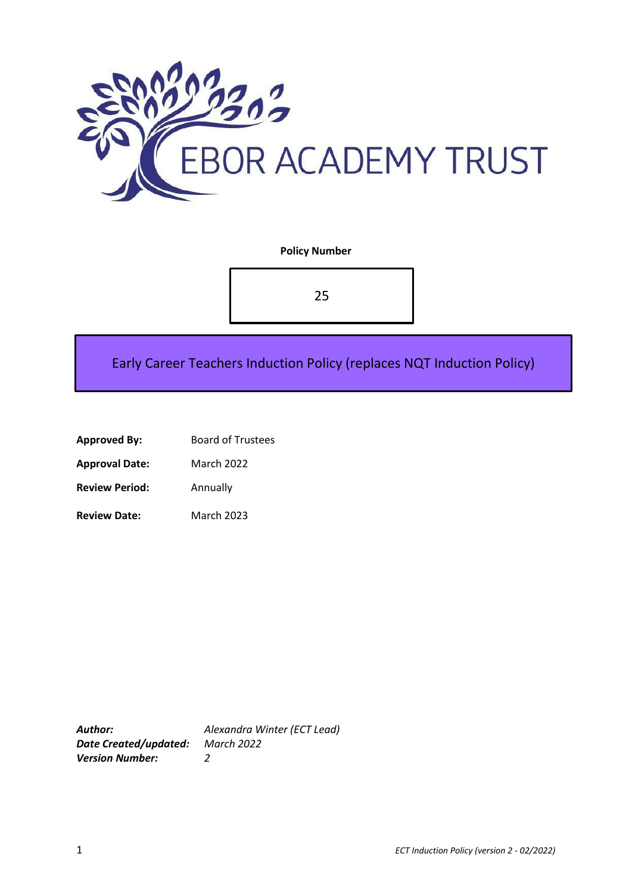EBOR ACADEMY TRUST

**Policy Number**

25

# Early Career Teachers Induction Policy (replaces NQT Induction Policy)

**Approved By:** Board of Trustees

**Approval Date:** March 2022

**Review Period:** Annually

**Review Date:** March 2023

***Author:*** *Alexandra Winter (ECT Lead)*
***Date Created/updated:*** *March 2022*
***Version Number:*** *2*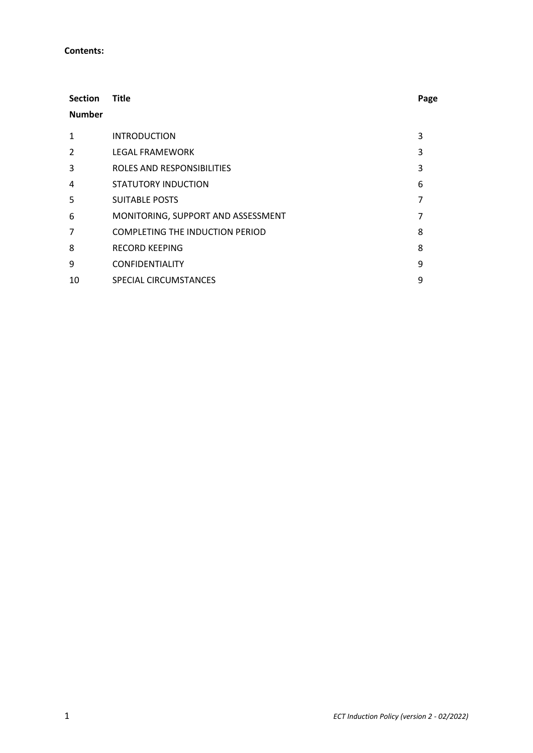**Contents:**

| Section Number | Title | Page |
|---|---|---|
| 1 | INTRODUCTION | 3 |
| 2 | LEGAL FRAMEWORK | 3 |
| 3 | ROLES AND RESPONSIBILITIES | 3 |
| 4 | STATUTORY INDUCTION | 6 |
| 5 | SUITABLE POSTS | 7 |
| 6 | MONITORING, SUPPORT AND ASSESSMENT | 7 |
| 7 | COMPLETING THE INDUCTION PERIOD | 8 |
| 8 | RECORD KEEPING | 8 |
| 9 | CONFIDENTIALITY | 9 |
| 10 | SPECIAL CIRCUMSTANCES | 9 |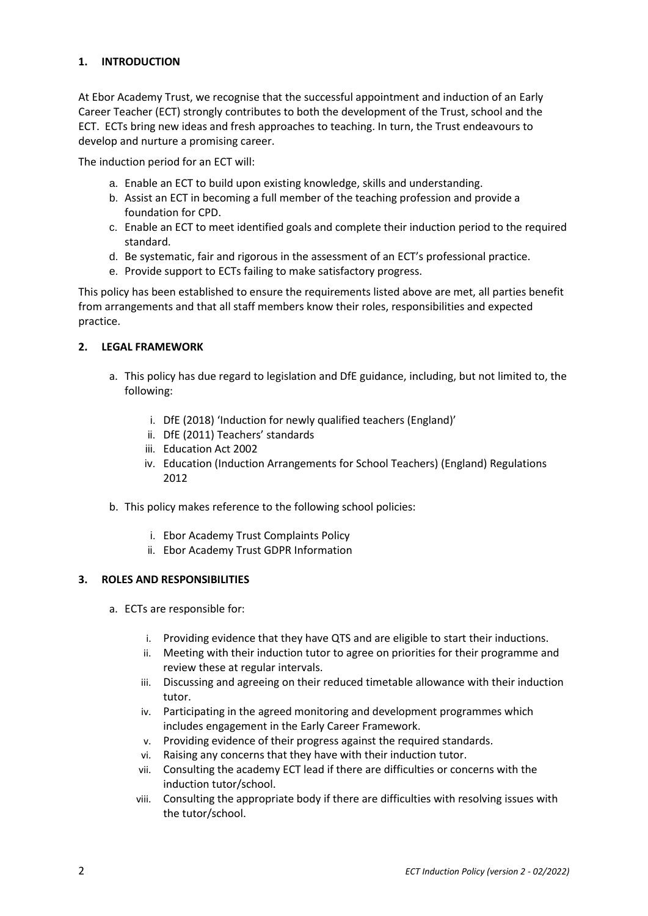## 1. INTRODUCTION

At Ebor Academy Trust, we recognise that the successful appointment and induction of an Early Career Teacher (ECT) strongly contributes to both the development of the Trust, school and the ECT. ECTs bring new ideas and fresh approaches to teaching. In turn, the Trust endeavours to develop and nurture a promising career.

The induction period for an ECT will:

a. Enable an ECT to build upon existing knowledge, skills and understanding.
b. Assist an ECT in becoming a full member of the teaching profession and provide a foundation for CPD.
c. Enable an ECT to meet identified goals and complete their induction period to the required standard.
d. Be systematic, fair and rigorous in the assessment of an ECT's professional practice.
e. Provide support to ECTs failing to make satisfactory progress.

This policy has been established to ensure the requirements listed above are met, all parties benefit from arrangements and that all staff members know their roles, responsibilities and expected practice.

## 2. LEGAL FRAMEWORK

a. This policy has due regard to legislation and DfE guidance, including, but not limited to, the following:

    i. DfE (2018) 'Induction for newly qualified teachers (England)'
    ii. DfE (2011) Teachers' standards
    iii. Education Act 2002
    iv. Education (Induction Arrangements for School Teachers) (England) Regulations 2012

b. This policy makes reference to the following school policies:

    i. Ebor Academy Trust Complaints Policy
    ii. Ebor Academy Trust GDPR Information

## 3. ROLES AND RESPONSIBILITIES

a. ECTs are responsible for:

    i. Providing evidence that they have QTS and are eligible to start their inductions.
    ii. Meeting with their induction tutor to agree on priorities for their programme and review these at regular intervals.
    iii. Discussing and agreeing on their reduced timetable allowance with their induction tutor.
    iv. Participating in the agreed monitoring and development programmes which includes engagement in the Early Career Framework.
    v. Providing evidence of their progress against the required standards.
    vi. Raising any concerns that they have with their induction tutor.
    vii. Consulting the academy ECT lead if there are difficulties or concerns with the induction tutor/school.
    viii. Consulting the appropriate body if there are difficulties with resolving issues with the tutor/school.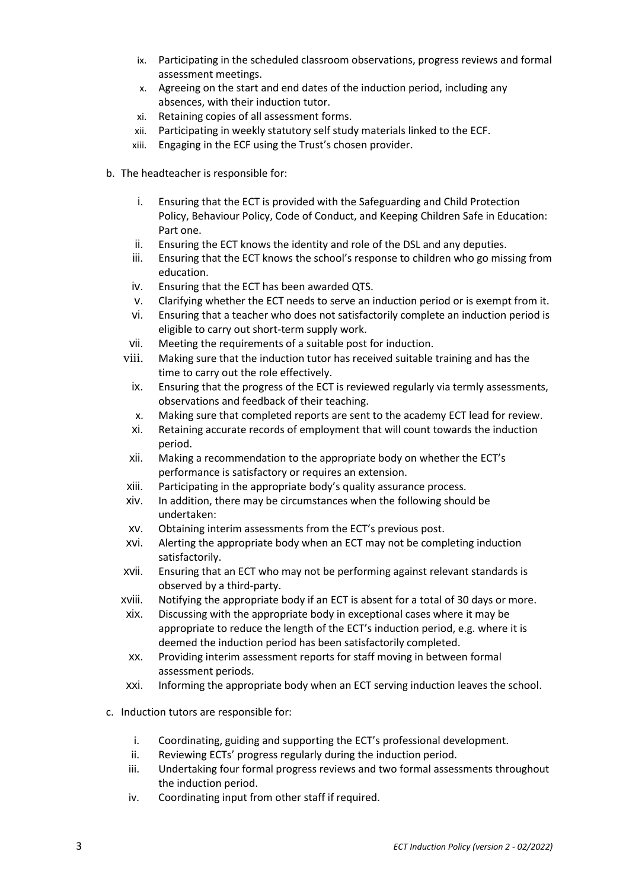- ix. Participating in the scheduled classroom observations, progress reviews and formal assessment meetings.
- x. Agreeing on the start and end dates of the induction period, including any absences, with their induction tutor.
- xi. Retaining copies of all assessment forms.
- xii. Participating in weekly statutory self study materials linked to the ECF.
- xiii. Engaging in the ECF using the Trust's chosen provider.

b. The headteacher is responsible for:

- i. Ensuring that the ECT is provided with the Safeguarding and Child Protection Policy, Behaviour Policy, Code of Conduct, and Keeping Children Safe in Education: Part one.
- ii. Ensuring the ECT knows the identity and role of the DSL and any deputies.
- iii. Ensuring that the ECT knows the school's response to children who go missing from education.
- iv. Ensuring that the ECT has been awarded QTS.
- v. Clarifying whether the ECT needs to serve an induction period or is exempt from it.
- vi. Ensuring that a teacher who does not satisfactorily complete an induction period is eligible to carry out short-term supply work.
- vii. Meeting the requirements of a suitable post for induction.
- viii. Making sure that the induction tutor has received suitable training and has the time to carry out the role effectively.
- ix. Ensuring that the progress of the ECT is reviewed regularly via termly assessments, observations and feedback of their teaching.
- x. Making sure that completed reports are sent to the academy ECT lead for review.
- xi. Retaining accurate records of employment that will count towards the induction period.
- xii. Making a recommendation to the appropriate body on whether the ECT's performance is satisfactory or requires an extension.
- xiii. Participating in the appropriate body's quality assurance process.
- xiv. In addition, there may be circumstances when the following should be undertaken:
- xv. Obtaining interim assessments from the ECT's previous post.
- xvi. Alerting the appropriate body when an ECT may not be completing induction satisfactorily.
- xvii. Ensuring that an ECT who may not be performing against relevant standards is observed by a third-party.
- xviii. Notifying the appropriate body if an ECT is absent for a total of 30 days or more.
- xix. Discussing with the appropriate body in exceptional cases where it may be appropriate to reduce the length of the ECT's induction period, e.g. where it is deemed the induction period has been satisfactorily completed.
- xx. Providing interim assessment reports for staff moving in between formal assessment periods.
- xxi. Informing the appropriate body when an ECT serving induction leaves the school.

c. Induction tutors are responsible for:

- i. Coordinating, guiding and supporting the ECT's professional development.
- ii. Reviewing ECTs' progress regularly during the induction period.
- iii. Undertaking four formal progress reviews and two formal assessments throughout the induction period.
- iv. Coordinating input from other staff if required.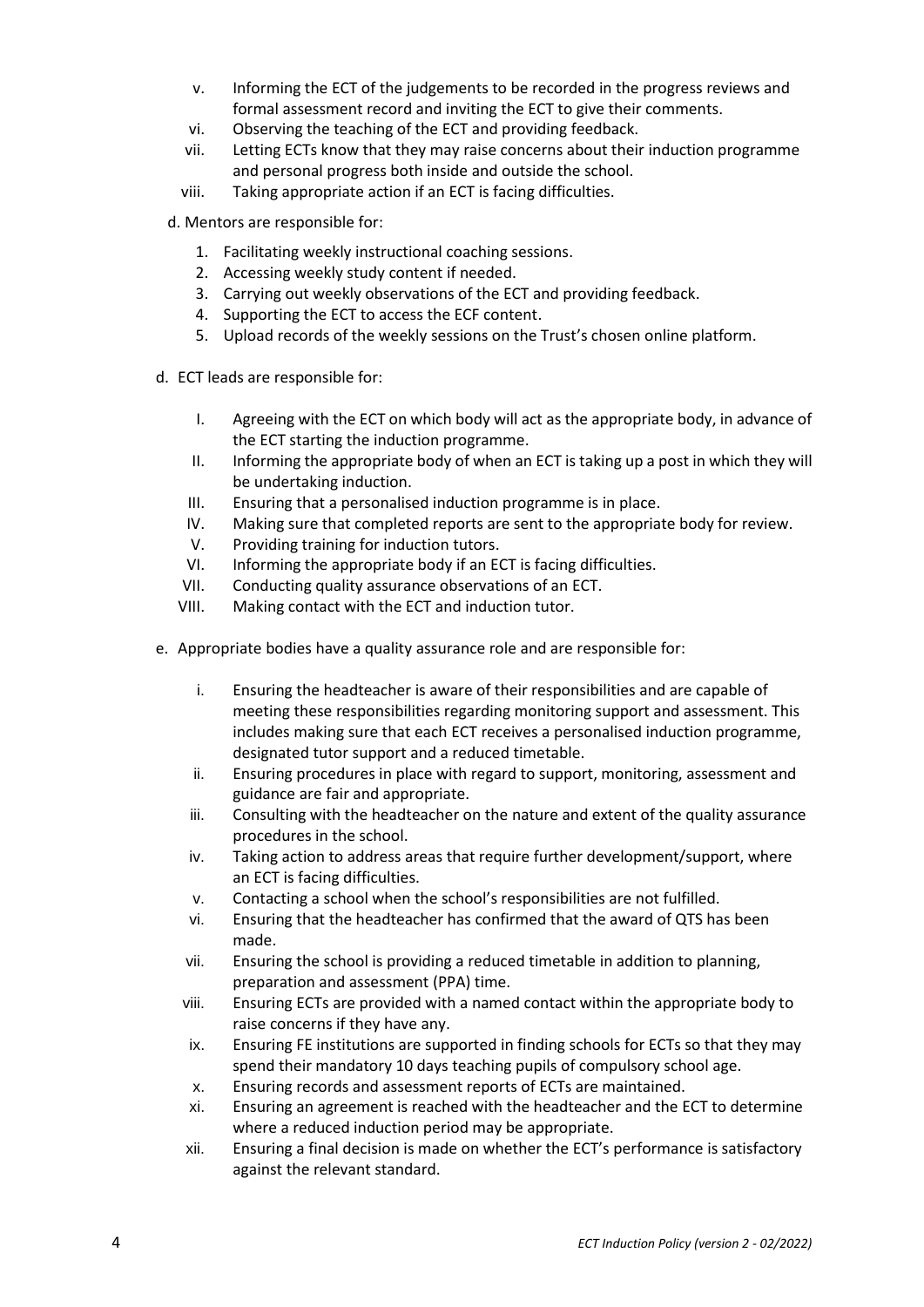v. Informing the ECT of the judgements to be recorded in the progress reviews and formal assessment record and inviting the ECT to give their comments.
vi. Observing the teaching of the ECT and providing feedback.
vii. Letting ECTs know that they may raise concerns about their induction programme and personal progress both inside and outside the school.
viii. Taking appropriate action if an ECT is facing difficulties.

d. Mentors are responsible for:

1. Facilitating weekly instructional coaching sessions.
2. Accessing weekly study content if needed.
3. Carrying out weekly observations of the ECT and providing feedback.
4. Supporting the ECT to access the ECF content.
5. Upload records of the weekly sessions on the Trust's chosen online platform.

d. ECT leads are responsible for:

I. Agreeing with the ECT on which body will act as the appropriate body, in advance of the ECT starting the induction programme.
II. Informing the appropriate body of when an ECT is taking up a post in which they will be undertaking induction.
III. Ensuring that a personalised induction programme is in place.
IV. Making sure that completed reports are sent to the appropriate body for review.
V. Providing training for induction tutors.
VI. Informing the appropriate body if an ECT is facing difficulties.
VII. Conducting quality assurance observations of an ECT.
VIII. Making contact with the ECT and induction tutor.

e. Appropriate bodies have a quality assurance role and are responsible for:

i. Ensuring the headteacher is aware of their responsibilities and are capable of meeting these responsibilities regarding monitoring support and assessment. This includes making sure that each ECT receives a personalised induction programme, designated tutor support and a reduced timetable.
ii. Ensuring procedures in place with regard to support, monitoring, assessment and guidance are fair and appropriate.
iii. Consulting with the headteacher on the nature and extent of the quality assurance procedures in the school.
iv. Taking action to address areas that require further development/support, where an ECT is facing difficulties.
v. Contacting a school when the school's responsibilities are not fulfilled.
vi. Ensuring that the headteacher has confirmed that the award of QTS has been made.
vii. Ensuring the school is providing a reduced timetable in addition to planning, preparation and assessment (PPA) time.
viii. Ensuring ECTs are provided with a named contact within the appropriate body to raise concerns if they have any.
ix. Ensuring FE institutions are supported in finding schools for ECTs so that they may spend their mandatory 10 days teaching pupils of compulsory school age.
x. Ensuring records and assessment reports of ECTs are maintained.
xi. Ensuring an agreement is reached with the headteacher and the ECT to determine where a reduced induction period may be appropriate.
xii. Ensuring a final decision is made on whether the ECT's performance is satisfactory against the relevant standard.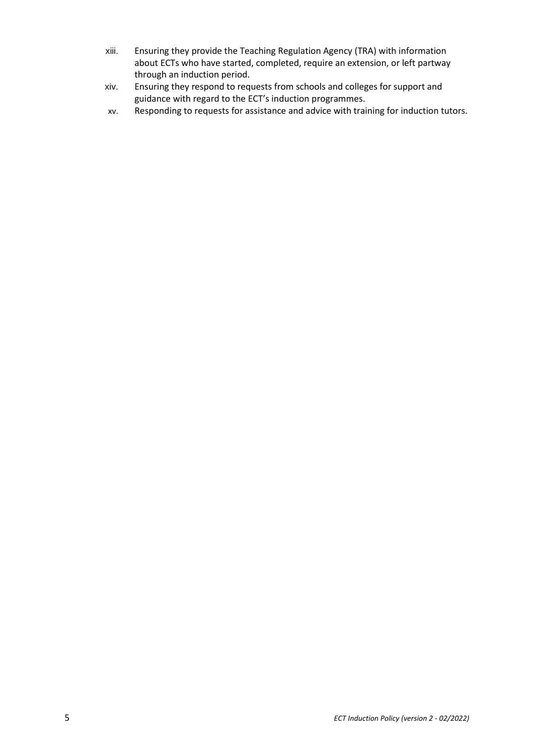xiii. Ensuring they provide the Teaching Regulation Agency (TRA) with information about ECTs who have started, completed, require an extension, or left partway through an induction period.

xiv. Ensuring they respond to requests from schools and colleges for support and guidance with regard to the ECT's induction programmes.

xv. Responding to requests for assistance and advice with training for induction tutors.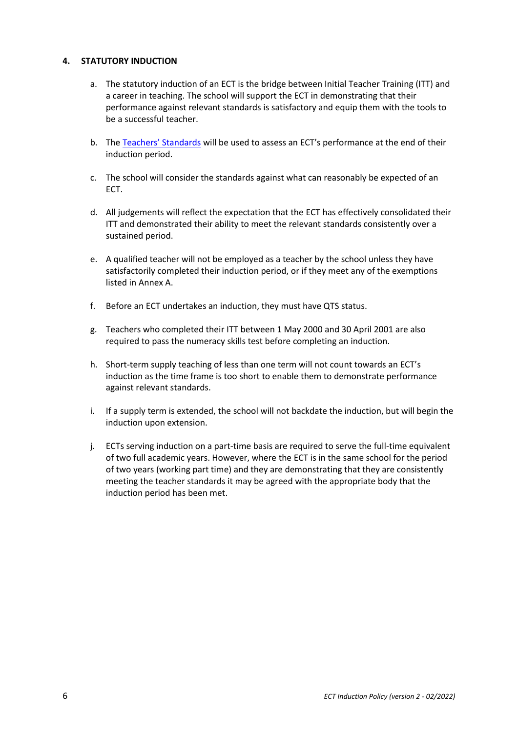## 4. STATUTORY INDUCTION

a. The statutory induction of an ECT is the bridge between Initial Teacher Training (ITT) and a career in teaching. The school will support the ECT in demonstrating that their performance against relevant standards is satisfactory and equip them with the tools to be a successful teacher.

b. The [Teachers' Standards]() will be used to assess an ECT's performance at the end of their induction period.

c. The school will consider the standards against what can reasonably be expected of an ECT.

d. All judgements will reflect the expectation that the ECT has effectively consolidated their ITT and demonstrated their ability to meet the relevant standards consistently over a sustained period.

e. A qualified teacher will not be employed as a teacher by the school unless they have satisfactorily completed their induction period, or if they meet any of the exemptions listed in Annex A.

f. Before an ECT undertakes an induction, they must have QTS status.

g. Teachers who completed their ITT between 1 May 2000 and 30 April 2001 are also required to pass the numeracy skills test before completing an induction.

h. Short-term supply teaching of less than one term will not count towards an ECT's induction as the time frame is too short to enable them to demonstrate performance against relevant standards.

i. If a supply term is extended, the school will not backdate the induction, but will begin the induction upon extension.

j. ECTs serving induction on a part-time basis are required to serve the full-time equivalent of two full academic years. However, where the ECT is in the same school for the period of two years (working part time) and they are demonstrating that they are consistently meeting the teacher standards it may be agreed with the appropriate body that the induction period has been met.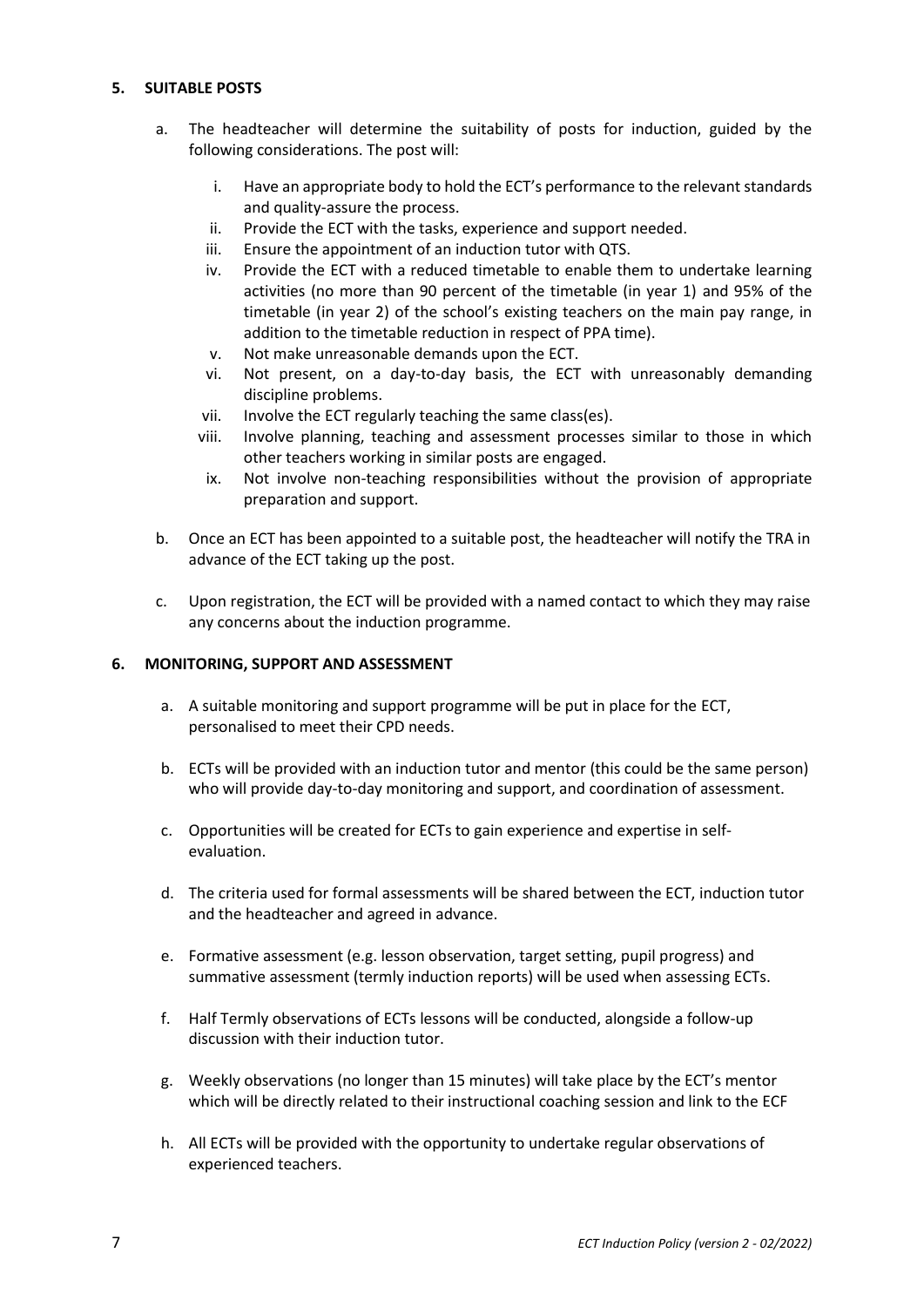## 5. SUITABLE POSTS

a. The headteacher will determine the suitability of posts for induction, guided by the following considerations. The post will:

    i. Have an appropriate body to hold the ECT's performance to the relevant standards and quality-assure the process.
    ii. Provide the ECT with the tasks, experience and support needed.
    iii. Ensure the appointment of an induction tutor with QTS.
    iv. Provide the ECT with a reduced timetable to enable them to undertake learning activities (no more than 90 percent of the timetable (in year 1) and 95% of the timetable (in year 2) of the school's existing teachers on the main pay range, in addition to the timetable reduction in respect of PPA time).
    v. Not make unreasonable demands upon the ECT.
    vi. Not present, on a day-to-day basis, the ECT with unreasonably demanding discipline problems.
    vii. Involve the ECT regularly teaching the same class(es).
    viii. Involve planning, teaching and assessment processes similar to those in which other teachers working in similar posts are engaged.
    ix. Not involve non-teaching responsibilities without the provision of appropriate preparation and support.

b. Once an ECT has been appointed to a suitable post, the headteacher will notify the TRA in advance of the ECT taking up the post.

c. Upon registration, the ECT will be provided with a named contact to which they may raise any concerns about the induction programme.

## 6. MONITORING, SUPPORT AND ASSESSMENT

a. A suitable monitoring and support programme will be put in place for the ECT, personalised to meet their CPD needs.

b. ECTs will be provided with an induction tutor and mentor (this could be the same person) who will provide day-to-day monitoring and support, and coordination of assessment.

c. Opportunities will be created for ECTs to gain experience and expertise in self-evaluation.

d. The criteria used for formal assessments will be shared between the ECT, induction tutor and the headteacher and agreed in advance.

e. Formative assessment (e.g. lesson observation, target setting, pupil progress) and summative assessment (termly induction reports) will be used when assessing ECTs.

f. Half Termly observations of ECTs lessons will be conducted, alongside a follow-up discussion with their induction tutor.

g. Weekly observations (no longer than 15 minutes) will take place by the ECT's mentor which will be directly related to their instructional coaching session and link to the ECF

h. All ECTs will be provided with the opportunity to undertake regular observations of experienced teachers.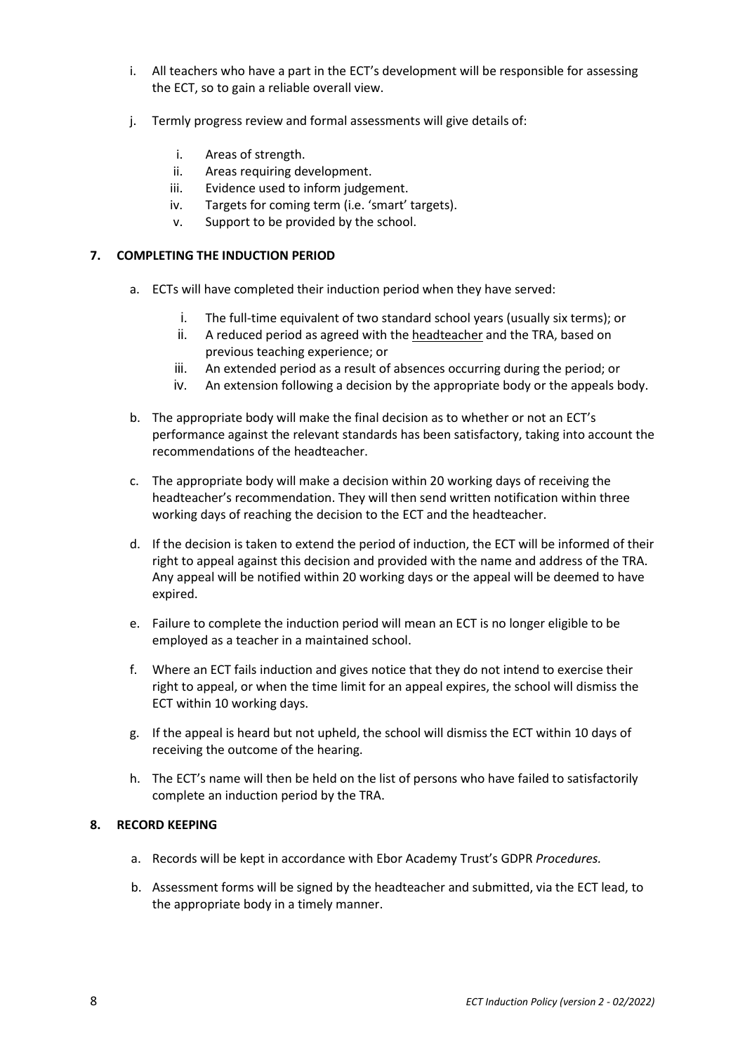i. All teachers who have a part in the ECT's development will be responsible for assessing the ECT, so to gain a reliable overall view.

j. Termly progress review and formal assessments will give details of:

    i. Areas of strength.
    ii. Areas requiring development.
    iii. Evidence used to inform judgement.
    iv. Targets for coming term (i.e. 'smart' targets).
    v. Support to be provided by the school.

## 7. COMPLETING THE INDUCTION PERIOD

a. ECTs will have completed their induction period when they have served:

    i. The full-time equivalent of two standard school years (usually six terms); or
    ii. A reduced period as agreed with the headteacher and the TRA, based on previous teaching experience; or
    iii. An extended period as a result of absences occurring during the period; or
    iv. An extension following a decision by the appropriate body or the appeals body.

b. The appropriate body will make the final decision as to whether or not an ECT's performance against the relevant standards has been satisfactory, taking into account the recommendations of the headteacher.

c. The appropriate body will make a decision within 20 working days of receiving the headteacher's recommendation. They will then send written notification within three working days of reaching the decision to the ECT and the headteacher.

d. If the decision is taken to extend the period of induction, the ECT will be informed of their right to appeal against this decision and provided with the name and address of the TRA. Any appeal will be notified within 20 working days or the appeal will be deemed to have expired.

e. Failure to complete the induction period will mean an ECT is no longer eligible to be employed as a teacher in a maintained school.

f. Where an ECT fails induction and gives notice that they do not intend to exercise their right to appeal, or when the time limit for an appeal expires, the school will dismiss the ECT within 10 working days.

g. If the appeal is heard but not upheld, the school will dismiss the ECT within 10 days of receiving the outcome of the hearing.

h. The ECT's name will then be held on the list of persons who have failed to satisfactorily complete an induction period by the TRA.

## 8. RECORD KEEPING

a. Records will be kept in accordance with Ebor Academy Trust's GDPR *Procedures.*

b. Assessment forms will be signed by the headteacher and submitted, via the ECT lead, to the appropriate body in a timely manner.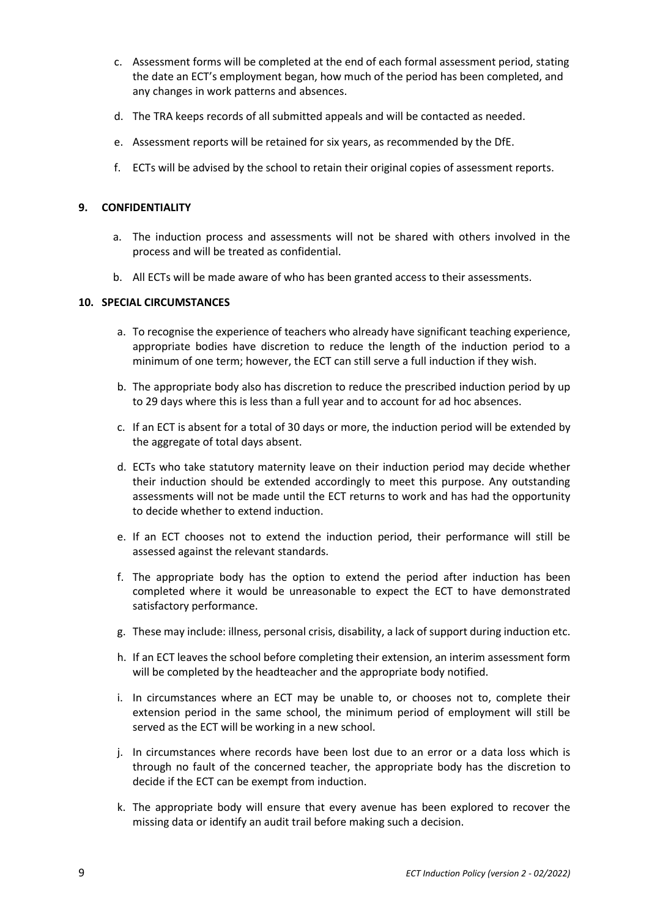c. Assessment forms will be completed at the end of each formal assessment period, stating the date an ECT's employment began, how much of the period has been completed, and any changes in work patterns and absences.

d. The TRA keeps records of all submitted appeals and will be contacted as needed.

e. Assessment reports will be retained for six years, as recommended by the DfE.

f. ECTs will be advised by the school to retain their original copies of assessment reports.

## 9. CONFIDENTIALITY

a. The induction process and assessments will not be shared with others involved in the process and will be treated as confidential.

b. All ECTs will be made aware of who has been granted access to their assessments.

## 10. SPECIAL CIRCUMSTANCES

a. To recognise the experience of teachers who already have significant teaching experience, appropriate bodies have discretion to reduce the length of the induction period to a minimum of one term; however, the ECT can still serve a full induction if they wish.

b. The appropriate body also has discretion to reduce the prescribed induction period by up to 29 days where this is less than a full year and to account for ad hoc absences.

c. If an ECT is absent for a total of 30 days or more, the induction period will be extended by the aggregate of total days absent.

d. ECTs who take statutory maternity leave on their induction period may decide whether their induction should be extended accordingly to meet this purpose. Any outstanding assessments will not be made until the ECT returns to work and has had the opportunity to decide whether to extend induction.

e. If an ECT chooses not to extend the induction period, their performance will still be assessed against the relevant standards.

f. The appropriate body has the option to extend the period after induction has been completed where it would be unreasonable to expect the ECT to have demonstrated satisfactory performance.

g. These may include: illness, personal crisis, disability, a lack of support during induction etc.

h. If an ECT leaves the school before completing their extension, an interim assessment form will be completed by the headteacher and the appropriate body notified.

i. In circumstances where an ECT may be unable to, or chooses not to, complete their extension period in the same school, the minimum period of employment will still be served as the ECT will be working in a new school.

j. In circumstances where records have been lost due to an error or a data loss which is through no fault of the concerned teacher, the appropriate body has the discretion to decide if the ECT can be exempt from induction.

k. The appropriate body will ensure that every avenue has been explored to recover the missing data or identify an audit trail before making such a decision.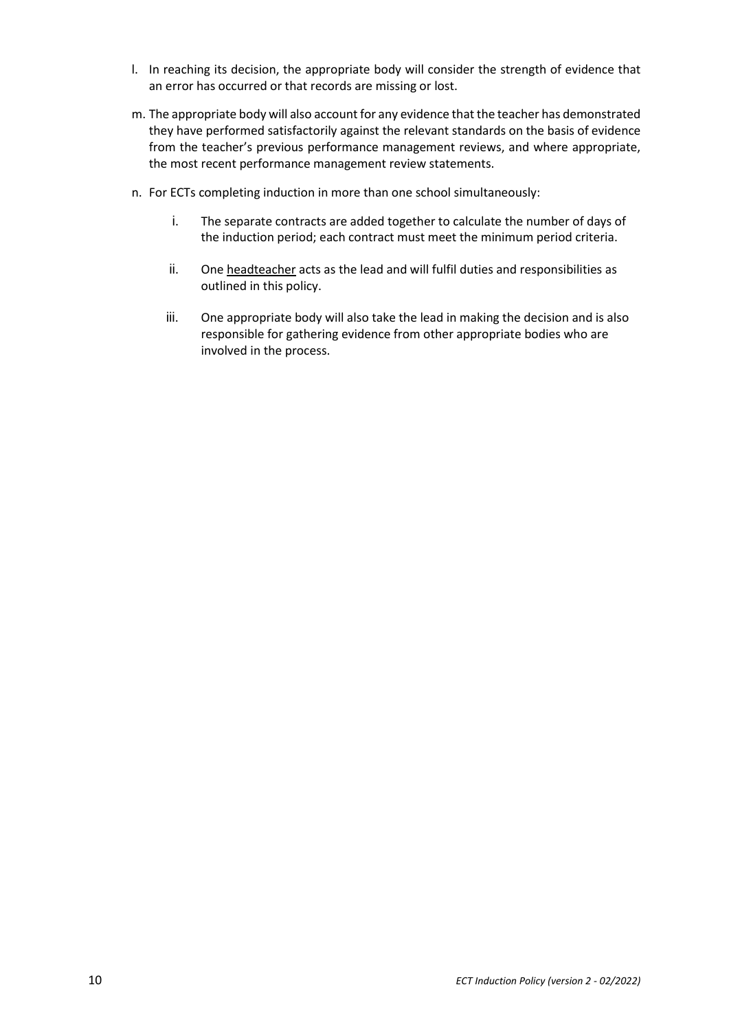l. In reaching its decision, the appropriate body will consider the strength of evidence that an error has occurred or that records are missing or lost.

m. The appropriate body will also account for any evidence that the teacher has demonstrated they have performed satisfactorily against the relevant standards on the basis of evidence from the teacher's previous performance management reviews, and where appropriate, the most recent performance management review statements.

n. For ECTs completing induction in more than one school simultaneously:

   i. The separate contracts are added together to calculate the number of days of the induction period; each contract must meet the minimum period criteria.

   ii. One headteacher acts as the lead and will fulfil duties and responsibilities as outlined in this policy.

   iii. One appropriate body will also take the lead in making the decision and is also responsible for gathering evidence from other appropriate bodies who are involved in the process.